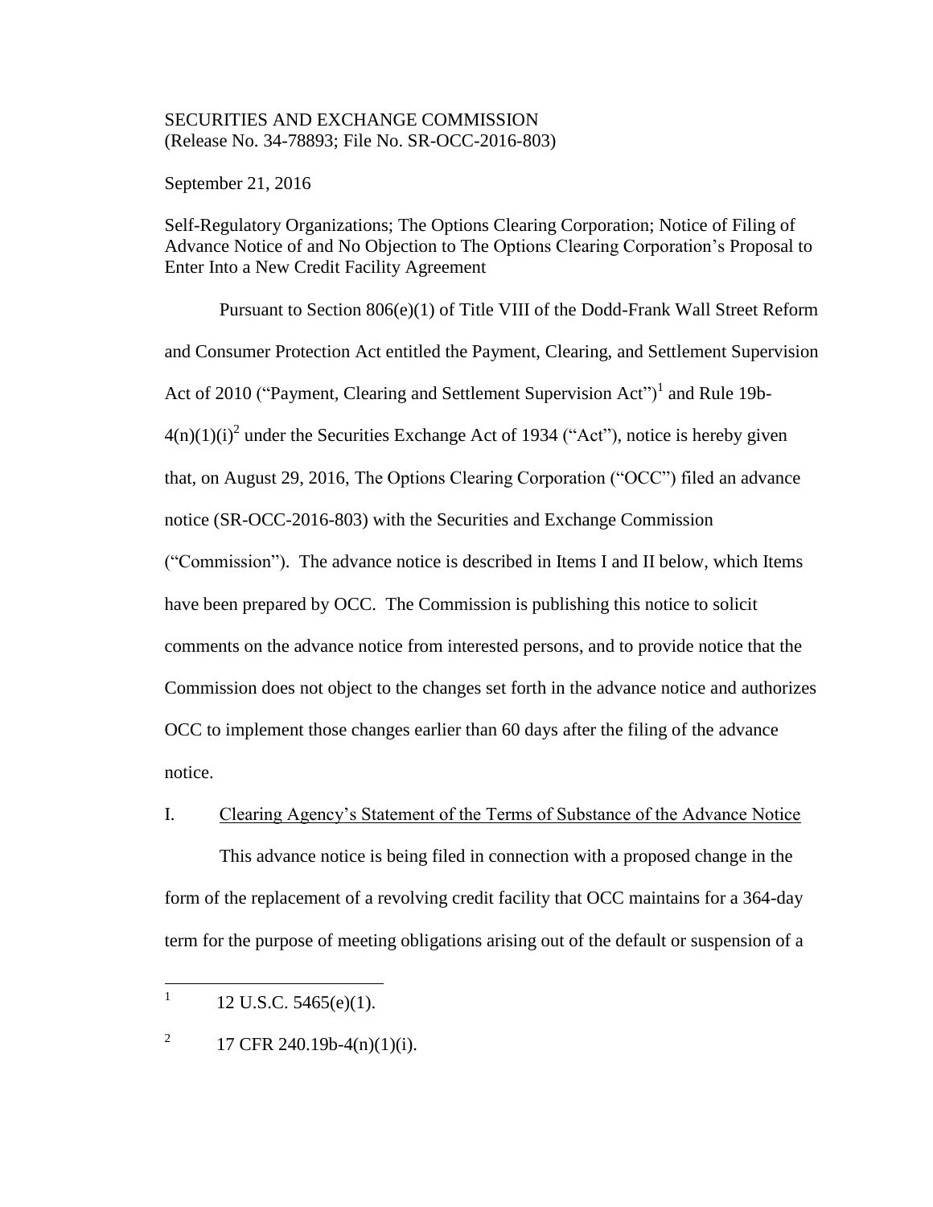SECURITIES AND EXCHANGE COMMISSION
(Release No. 34-78893; File No. SR-OCC-2016-803)

September 21, 2016

Self-Regulatory Organizations; The Options Clearing Corporation; Notice of Filing of Advance Notice of and No Objection to The Options Clearing Corporation's Proposal to Enter Into a New Credit Facility Agreement

Pursuant to Section 806(e)(1) of Title VIII of the Dodd-Frank Wall Street Reform and Consumer Protection Act entitled the Payment, Clearing, and Settlement Supervision Act of 2010 ("Payment, Clearing and Settlement Supervision Act")[1] and Rule 19b-4(n)(1)(i)[2] under the Securities Exchange Act of 1934 ("Act"), notice is hereby given that, on August 29, 2016, The Options Clearing Corporation ("OCC") filed an advance notice (SR-OCC-2016-803) with the Securities and Exchange Commission ("Commission"). The advance notice is described in Items I and II below, which Items have been prepared by OCC. The Commission is publishing this notice to solicit comments on the advance notice from interested persons, and to provide notice that the Commission does not object to the changes set forth in the advance notice and authorizes OCC to implement those changes earlier than 60 days after the filing of the advance notice.

## I. Clearing Agency's Statement of the Terms of Substance of the Advance Notice

This advance notice is being filed in connection with a proposed change in the form of the replacement of a revolving credit facility that OCC maintains for a 364-day term for the purpose of meeting obligations arising out of the default or suspension of a

---

[1] 12 U.S.C. 5465(e)(1).

[2] 17 CFR 240.19b-4(n)(1)(i).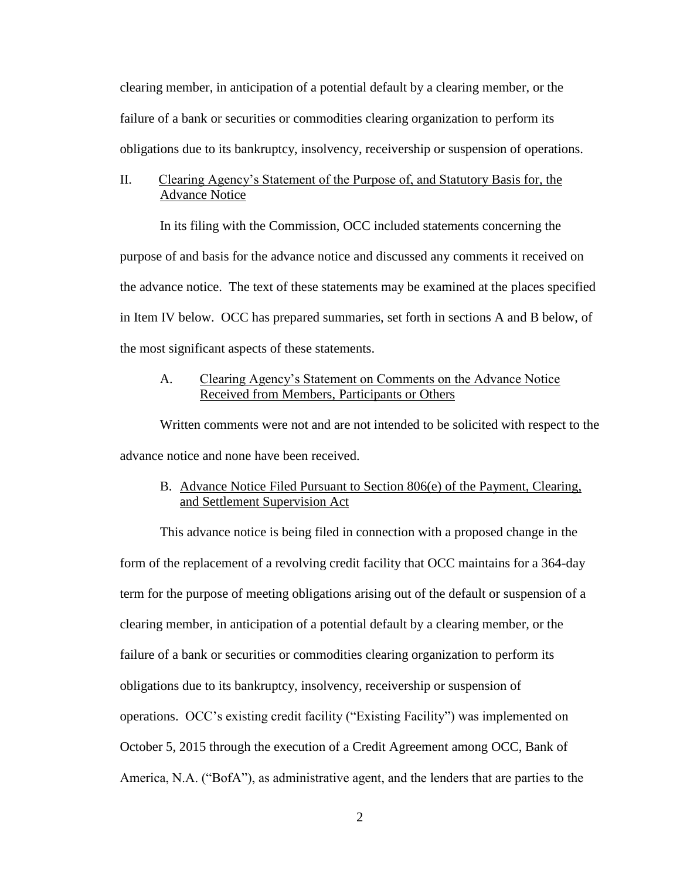clearing member, in anticipation of a potential default by a clearing member, or the failure of a bank or securities or commodities clearing organization to perform its obligations due to its bankruptcy, insolvency, receivership or suspension of operations.

## II. Clearing Agency's Statement of the Purpose of, and Statutory Basis for, the Advance Notice

In its filing with the Commission, OCC included statements concerning the purpose of and basis for the advance notice and discussed any comments it received on the advance notice. The text of these statements may be examined at the places specified in Item IV below. OCC has prepared summaries, set forth in sections A and B below, of the most significant aspects of these statements.

### A. Clearing Agency's Statement on Comments on the Advance Notice Received from Members, Participants or Others

Written comments were not and are not intended to be solicited with respect to the advance notice and none have been received.

### B. Advance Notice Filed Pursuant to Section 806(e) of the Payment, Clearing, and Settlement Supervision Act

This advance notice is being filed in connection with a proposed change in the form of the replacement of a revolving credit facility that OCC maintains for a 364-day term for the purpose of meeting obligations arising out of the default or suspension of a clearing member, in anticipation of a potential default by a clearing member, or the failure of a bank or securities or commodities clearing organization to perform its obligations due to its bankruptcy, insolvency, receivership or suspension of operations. OCC's existing credit facility ("Existing Facility") was implemented on October 5, 2015 through the execution of a Credit Agreement among OCC, Bank of America, N.A. ("BofA"), as administrative agent, and the lenders that are parties to the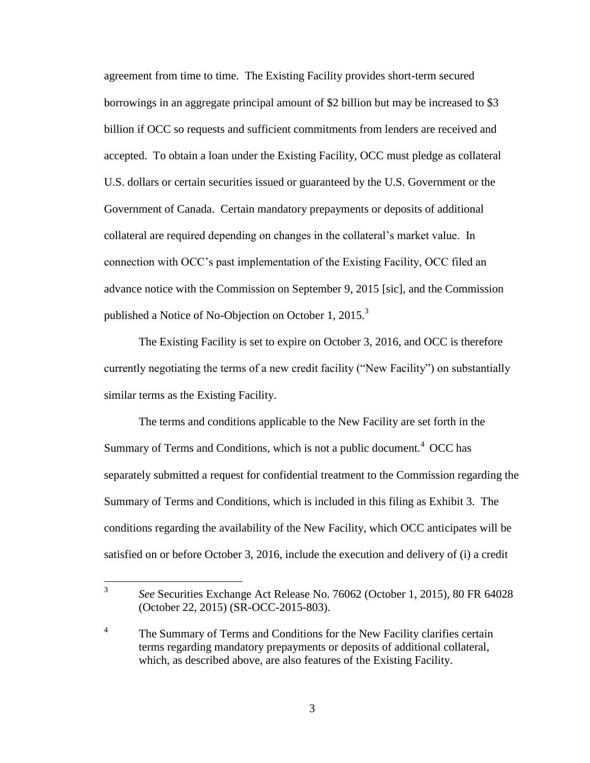agreement from time to time. The Existing Facility provides short-term secured borrowings in an aggregate principal amount of $2 billion but may be increased to $3 billion if OCC so requests and sufficient commitments from lenders are received and accepted. To obtain a loan under the Existing Facility, OCC must pledge as collateral U.S. dollars or certain securities issued or guaranteed by the U.S. Government or the Government of Canada. Certain mandatory prepayments or deposits of additional collateral are required depending on changes in the collateral's market value. In connection with OCC's past implementation of the Existing Facility, OCC filed an advance notice with the Commission on September 9, 2015 [sic], and the Commission published a Notice of No-Objection on October 1, 2015.[3]

The Existing Facility is set to expire on October 3, 2016, and OCC is therefore currently negotiating the terms of a new credit facility ("New Facility") on substantially similar terms as the Existing Facility.

The terms and conditions applicable to the New Facility are set forth in the Summary of Terms and Conditions, which is not a public document.[4] OCC has separately submitted a request for confidential treatment to the Commission regarding the Summary of Terms and Conditions, which is included in this filing as Exhibit 3. The conditions regarding the availability of the New Facility, which OCC anticipates will be satisfied on or before October 3, 2016, include the execution and delivery of (i) a credit

---

[3] *See* Securities Exchange Act Release No. 76062 (October 1, 2015), 80 FR 64028 (October 22, 2015) (SR-OCC-2015-803).

[4] The Summary of Terms and Conditions for the New Facility clarifies certain terms regarding mandatory prepayments or deposits of additional collateral, which, as described above, are also features of the Existing Facility.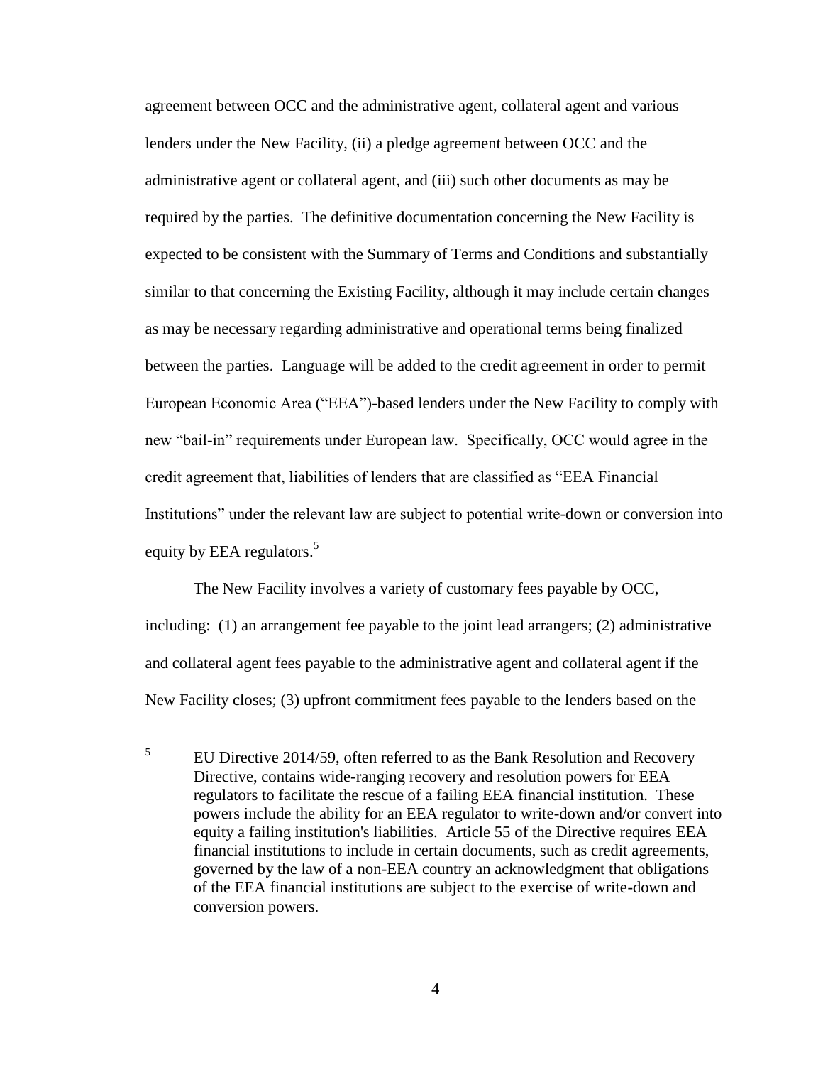agreement between OCC and the administrative agent, collateral agent and various lenders under the New Facility, (ii) a pledge agreement between OCC and the administrative agent or collateral agent, and (iii) such other documents as may be required by the parties. The definitive documentation concerning the New Facility is expected to be consistent with the Summary of Terms and Conditions and substantially similar to that concerning the Existing Facility, although it may include certain changes as may be necessary regarding administrative and operational terms being finalized between the parties. Language will be added to the credit agreement in order to permit European Economic Area ("EEA")-based lenders under the New Facility to comply with new "bail-in" requirements under European law. Specifically, OCC would agree in the credit agreement that, liabilities of lenders that are classified as "EEA Financial Institutions" under the relevant law are subject to potential write-down or conversion into equity by EEA regulators.[5]

The New Facility involves a variety of customary fees payable by OCC, including: (1) an arrangement fee payable to the joint lead arrangers; (2) administrative and collateral agent fees payable to the administrative agent and collateral agent if the New Facility closes; (3) upfront commitment fees payable to the lenders based on the

---

[5] EU Directive 2014/59, often referred to as the Bank Resolution and Recovery Directive, contains wide-ranging recovery and resolution powers for EEA regulators to facilitate the rescue of a failing EEA financial institution. These powers include the ability for an EEA regulator to write-down and/or convert into equity a failing institution's liabilities. Article 55 of the Directive requires EEA financial institutions to include in certain documents, such as credit agreements, governed by the law of a non-EEA country an acknowledgment that obligations of the EEA financial institutions are subject to the exercise of write-down and conversion powers.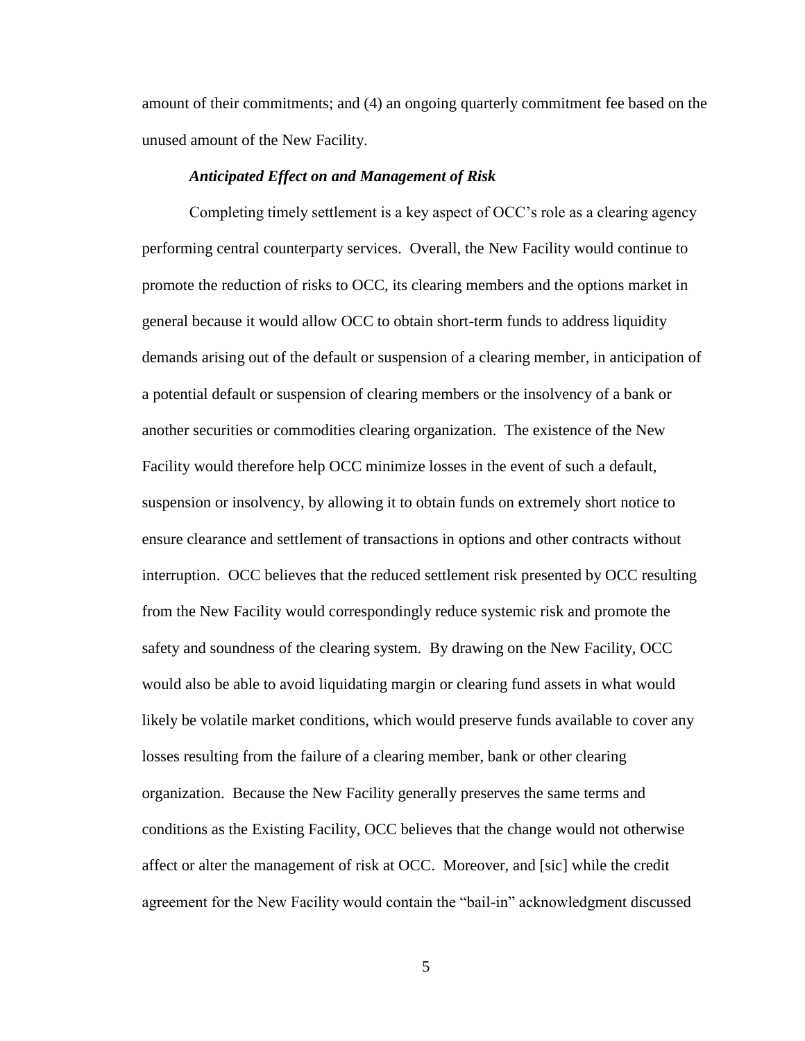amount of their commitments; and (4) an ongoing quarterly commitment fee based on the unused amount of the New Facility.

***Anticipated Effect on and Management of Risk***

Completing timely settlement is a key aspect of OCC's role as a clearing agency performing central counterparty services. Overall, the New Facility would continue to promote the reduction of risks to OCC, its clearing members and the options market in general because it would allow OCC to obtain short-term funds to address liquidity demands arising out of the default or suspension of a clearing member, in anticipation of a potential default or suspension of clearing members or the insolvency of a bank or another securities or commodities clearing organization. The existence of the New Facility would therefore help OCC minimize losses in the event of such a default, suspension or insolvency, by allowing it to obtain funds on extremely short notice to ensure clearance and settlement of transactions in options and other contracts without interruption. OCC believes that the reduced settlement risk presented by OCC resulting from the New Facility would correspondingly reduce systemic risk and promote the safety and soundness of the clearing system. By drawing on the New Facility, OCC would also be able to avoid liquidating margin or clearing fund assets in what would likely be volatile market conditions, which would preserve funds available to cover any losses resulting from the failure of a clearing member, bank or other clearing organization. Because the New Facility generally preserves the same terms and conditions as the Existing Facility, OCC believes that the change would not otherwise affect or alter the management of risk at OCC. Moreover, and [sic] while the credit agreement for the New Facility would contain the "bail-in" acknowledgment discussed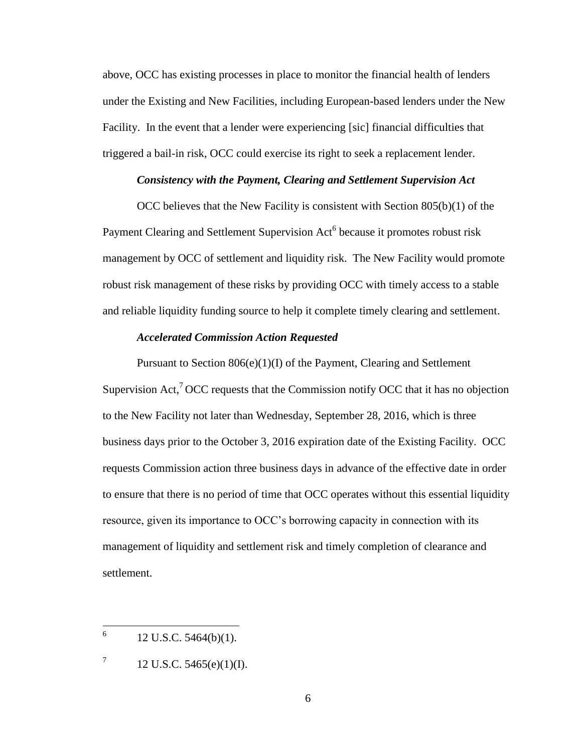above, OCC has existing processes in place to monitor the financial health of lenders under the Existing and New Facilities, including European-based lenders under the New Facility. In the event that a lender were experiencing [sic] financial difficulties that triggered a bail-in risk, OCC could exercise its right to seek a replacement lender.

***Consistency with the Payment, Clearing and Settlement Supervision Act***

OCC believes that the New Facility is consistent with Section 805(b)(1) of the Payment Clearing and Settlement Supervision Act[6] because it promotes robust risk management by OCC of settlement and liquidity risk. The New Facility would promote robust risk management of these risks by providing OCC with timely access to a stable and reliable liquidity funding source to help it complete timely clearing and settlement.

***Accelerated Commission Action Requested***

Pursuant to Section 806(e)(1)(I) of the Payment, Clearing and Settlement Supervision Act,[7] OCC requests that the Commission notify OCC that it has no objection to the New Facility not later than Wednesday, September 28, 2016, which is three business days prior to the October 3, 2016 expiration date of the Existing Facility. OCC requests Commission action three business days in advance of the effective date in order to ensure that there is no period of time that OCC operates without this essential liquidity resource, given its importance to OCC's borrowing capacity in connection with its management of liquidity and settlement risk and timely completion of clearance and settlement.

---

[6] 12 U.S.C. 5464(b)(1).

[7] 12 U.S.C. 5465(e)(1)(I).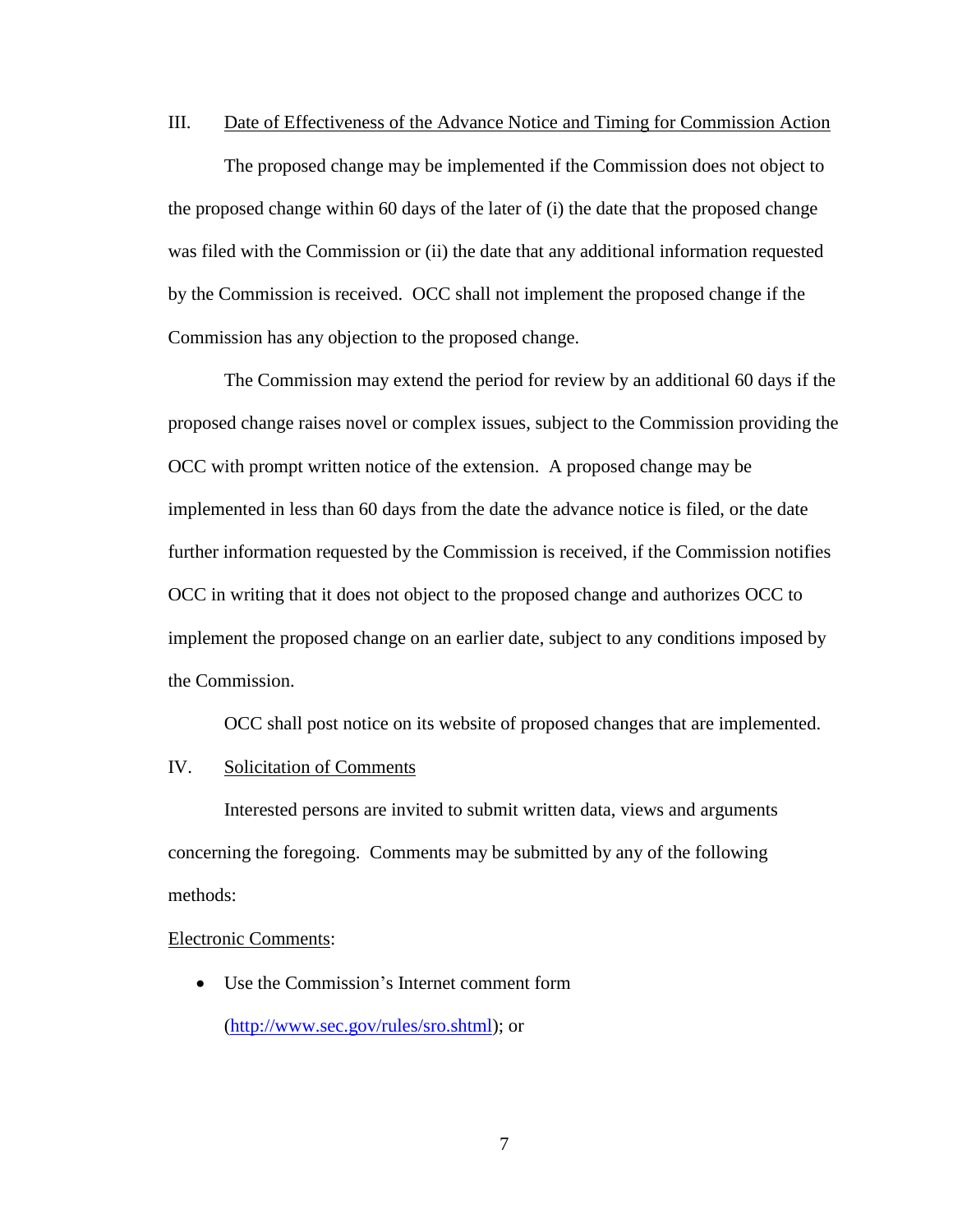## III. Date of Effectiveness of the Advance Notice and Timing for Commission Action

The proposed change may be implemented if the Commission does not object to the proposed change within 60 days of the later of (i) the date that the proposed change was filed with the Commission or (ii) the date that any additional information requested by the Commission is received. OCC shall not implement the proposed change if the Commission has any objection to the proposed change.

The Commission may extend the period for review by an additional 60 days if the proposed change raises novel or complex issues, subject to the Commission providing the OCC with prompt written notice of the extension. A proposed change may be implemented in less than 60 days from the date the advance notice is filed, or the date further information requested by the Commission is received, if the Commission notifies OCC in writing that it does not object to the proposed change and authorizes OCC to implement the proposed change on an earlier date, subject to any conditions imposed by the Commission.

OCC shall post notice on its website of proposed changes that are implemented.

## IV. Solicitation of Comments

Interested persons are invited to submit written data, views and arguments concerning the foregoing. Comments may be submitted by any of the following methods:

Electronic Comments:

- Use the Commission's Internet comment form (http://www.sec.gov/rules/sro.shtml); or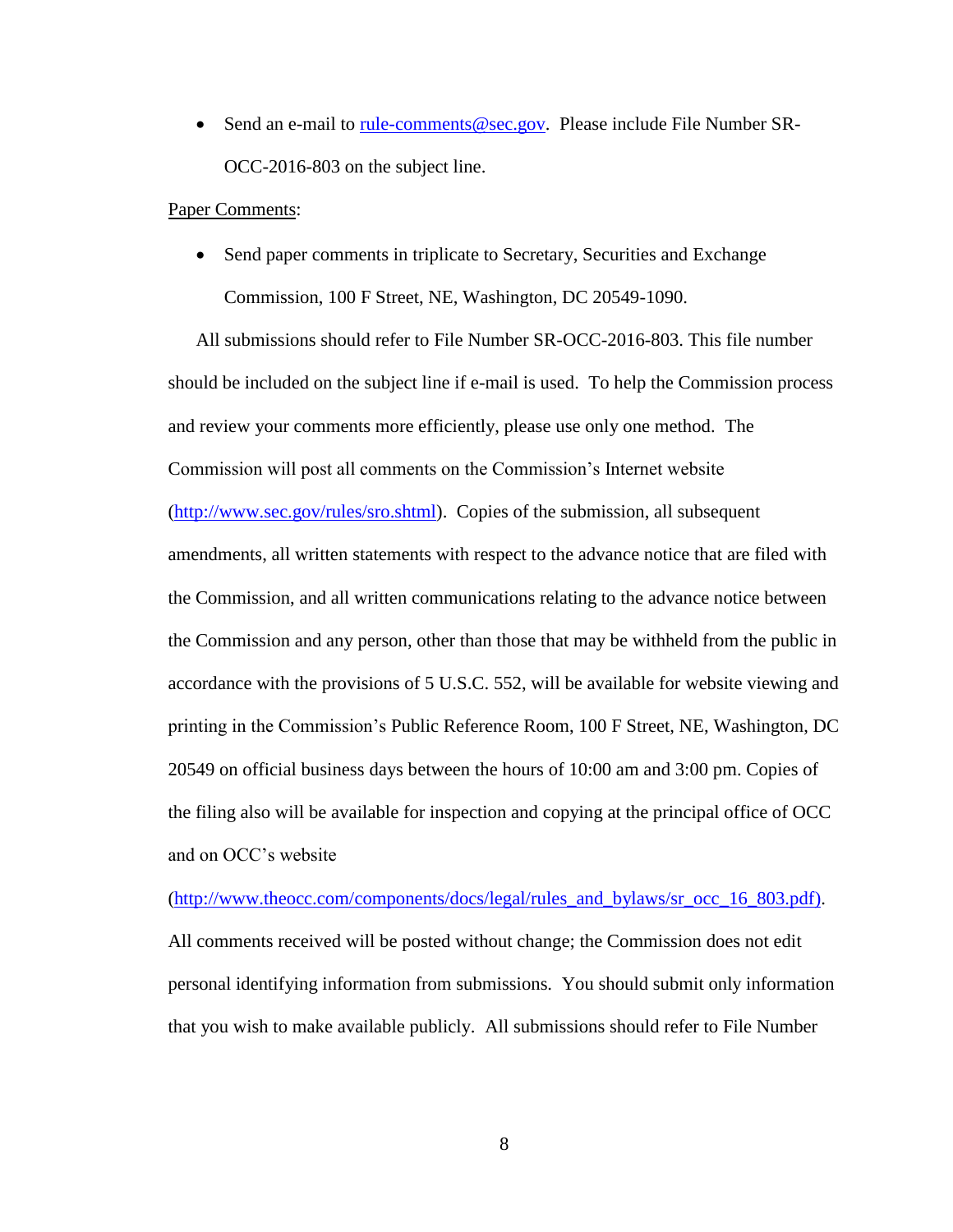- Send an e-mail to rule-comments@sec.gov. Please include File Number SR-OCC-2016-803 on the subject line.

Paper Comments:

- Send paper comments in triplicate to Secretary, Securities and Exchange Commission, 100 F Street, NE, Washington, DC 20549-1090.

All submissions should refer to File Number SR-OCC-2016-803. This file number should be included on the subject line if e-mail is used. To help the Commission process and review your comments more efficiently, please use only one method. The Commission will post all comments on the Commission's Internet website (http://www.sec.gov/rules/sro.shtml). Copies of the submission, all subsequent amendments, all written statements with respect to the advance notice that are filed with the Commission, and all written communications relating to the advance notice between the Commission and any person, other than those that may be withheld from the public in accordance with the provisions of 5 U.S.C. 552, will be available for website viewing and printing in the Commission's Public Reference Room, 100 F Street, NE, Washington, DC 20549 on official business days between the hours of 10:00 am and 3:00 pm. Copies of the filing also will be available for inspection and copying at the principal office of OCC and on OCC's website (http://www.theocc.com/components/docs/legal/rules_and_bylaws/sr_occ_16_803.pdf). All comments received will be posted without change; the Commission does not edit personal identifying information from submissions. You should submit only information that you wish to make available publicly. All submissions should refer to File Number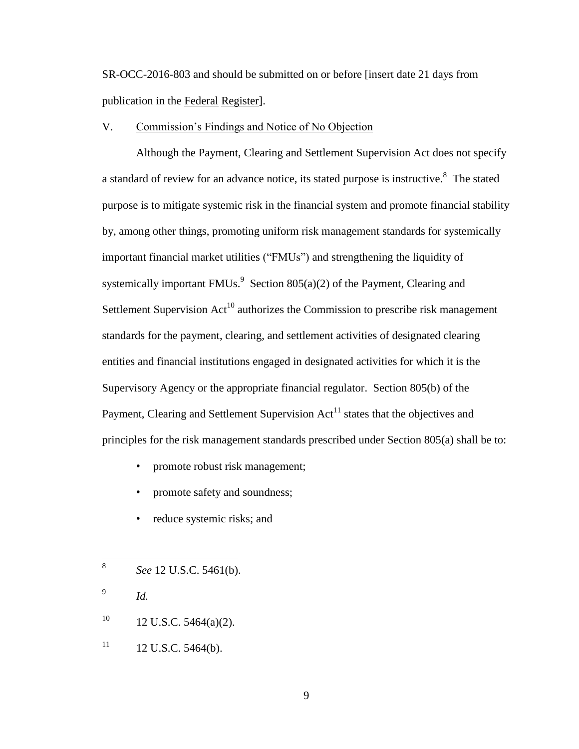SR-OCC-2016-803 and should be submitted on or before [insert date 21 days from publication in the Federal Register].

## V. Commission's Findings and Notice of No Objection

Although the Payment, Clearing and Settlement Supervision Act does not specify a standard of review for an advance notice, its stated purpose is instructive.[8] The stated purpose is to mitigate systemic risk in the financial system and promote financial stability by, among other things, promoting uniform risk management standards for systemically important financial market utilities ("FMUs") and strengthening the liquidity of systemically important FMUs.[9] Section 805(a)(2) of the Payment, Clearing and Settlement Supervision Act[10] authorizes the Commission to prescribe risk management standards for the payment, clearing, and settlement activities of designated clearing entities and financial institutions engaged in designated activities for which it is the Supervisory Agency or the appropriate financial regulator. Section 805(b) of the Payment, Clearing and Settlement Supervision Act[11] states that the objectives and principles for the risk management standards prescribed under Section 805(a) shall be to:

- promote robust risk management;
- promote safety and soundness;
- reduce systemic risks; and

---

[8] *See* 12 U.S.C. 5461(b).

[9] *Id.*

[10] 12 U.S.C. 5464(a)(2).

[11] 12 U.S.C. 5464(b).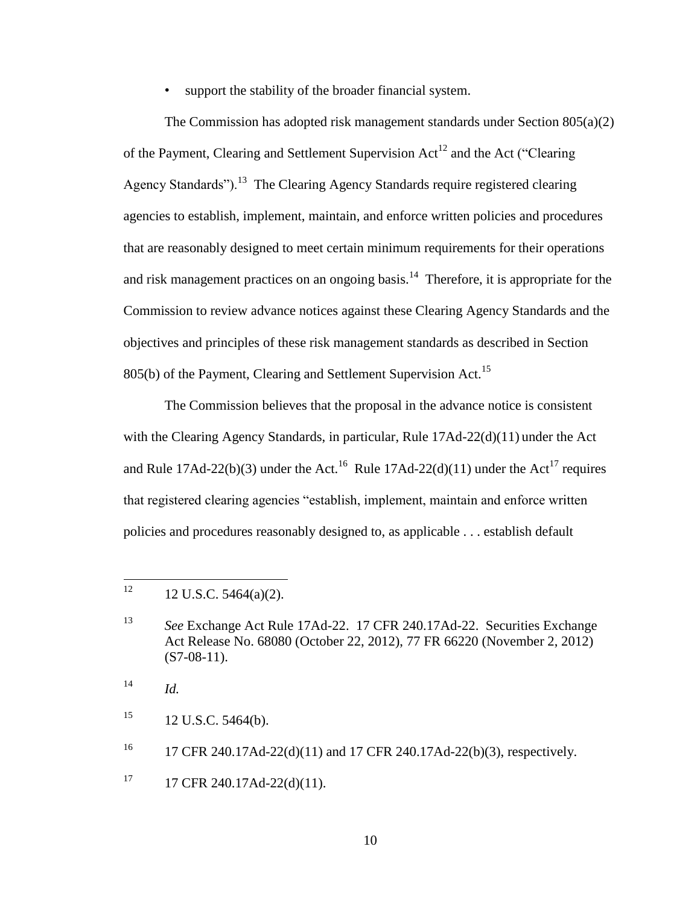- support the stability of the broader financial system.

The Commission has adopted risk management standards under Section 805(a)(2) of the Payment, Clearing and Settlement Supervision Act[12] and the Act ("Clearing Agency Standards").[13] The Clearing Agency Standards require registered clearing agencies to establish, implement, maintain, and enforce written policies and procedures that are reasonably designed to meet certain minimum requirements for their operations and risk management practices on an ongoing basis.[14] Therefore, it is appropriate for the Commission to review advance notices against these Clearing Agency Standards and the objectives and principles of these risk management standards as described in Section 805(b) of the Payment, Clearing and Settlement Supervision Act.[15]

The Commission believes that the proposal in the advance notice is consistent with the Clearing Agency Standards, in particular, Rule 17Ad-22(d)(11) under the Act and Rule 17Ad-22(b)(3) under the Act.[16] Rule 17Ad-22(d)(11) under the Act[17] requires that registered clearing agencies "establish, implement, maintain and enforce written policies and procedures reasonably designed to, as applicable . . . establish default

---

[12] 12 U.S.C. 5464(a)(2).

[13] *See* Exchange Act Rule 17Ad-22. 17 CFR 240.17Ad-22. Securities Exchange Act Release No. 68080 (October 22, 2012), 77 FR 66220 (November 2, 2012) (S7-08-11).

[14] *Id.*

[15] 12 U.S.C. 5464(b).

[16] 17 CFR 240.17Ad-22(d)(11) and 17 CFR 240.17Ad-22(b)(3), respectively.

[17] 17 CFR 240.17Ad-22(d)(11).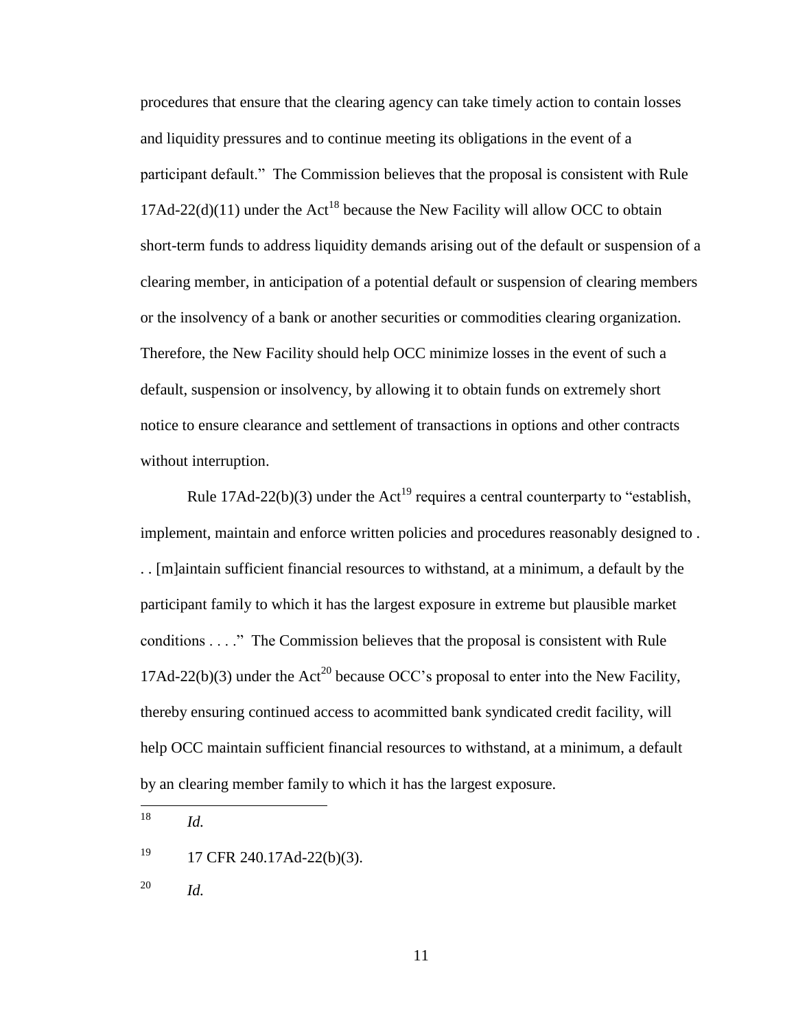procedures that ensure that the clearing agency can take timely action to contain losses and liquidity pressures and to continue meeting its obligations in the event of a participant default." The Commission believes that the proposal is consistent with Rule 17Ad-22(d)(11) under the Act[18] because the New Facility will allow OCC to obtain short-term funds to address liquidity demands arising out of the default or suspension of a clearing member, in anticipation of a potential default or suspension of clearing members or the insolvency of a bank or another securities or commodities clearing organization. Therefore, the New Facility should help OCC minimize losses in the event of such a default, suspension or insolvency, by allowing it to obtain funds on extremely short notice to ensure clearance and settlement of transactions in options and other contracts without interruption.

Rule 17Ad-22(b)(3) under the Act[19] requires a central counterparty to "establish, implement, maintain and enforce written policies and procedures reasonably designed to . . . [m]aintain sufficient financial resources to withstand, at a minimum, a default by the participant family to which it has the largest exposure in extreme but plausible market conditions . . . ." The Commission believes that the proposal is consistent with Rule 17Ad-22(b)(3) under the Act[20] because OCC's proposal to enter into the New Facility, thereby ensuring continued access to acommitted bank syndicated credit facility, will help OCC maintain sufficient financial resources to withstand, at a minimum, a default by an clearing member family to which it has the largest exposure.

---

[18] *Id.*

[19] 17 CFR 240.17Ad-22(b)(3).

[20] *Id.*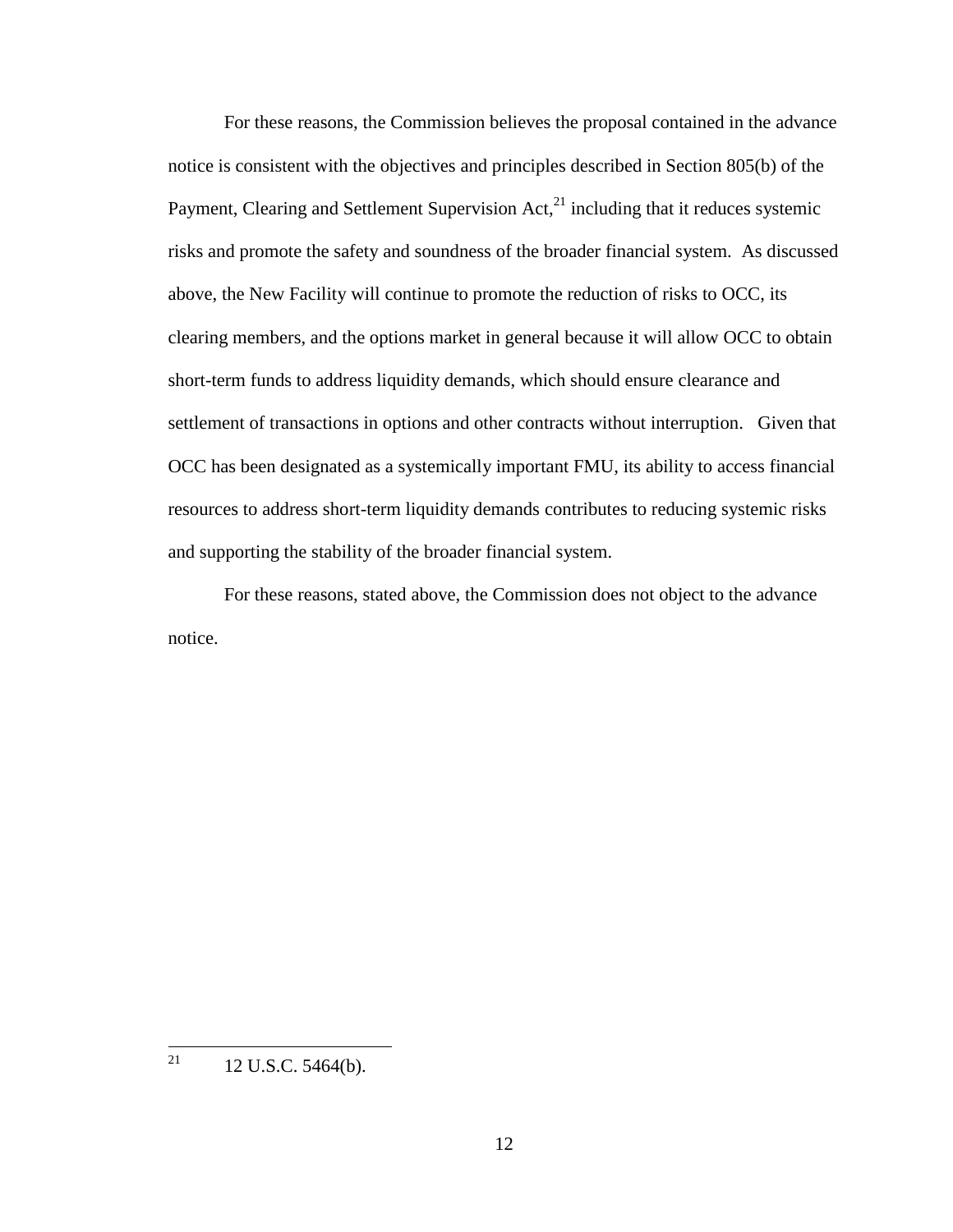For these reasons, the Commission believes the proposal contained in the advance notice is consistent with the objectives and principles described in Section 805(b) of the Payment, Clearing and Settlement Supervision Act,[21] including that it reduces systemic risks and promote the safety and soundness of the broader financial system. As discussed above, the New Facility will continue to promote the reduction of risks to OCC, its clearing members, and the options market in general because it will allow OCC to obtain short-term funds to address liquidity demands, which should ensure clearance and settlement of transactions in options and other contracts without interruption. Given that OCC has been designated as a systemically important FMU, its ability to access financial resources to address short-term liquidity demands contributes to reducing systemic risks and supporting the stability of the broader financial system.

For these reasons, stated above, the Commission does not object to the advance notice.

---

[21] 12 U.S.C. 5464(b).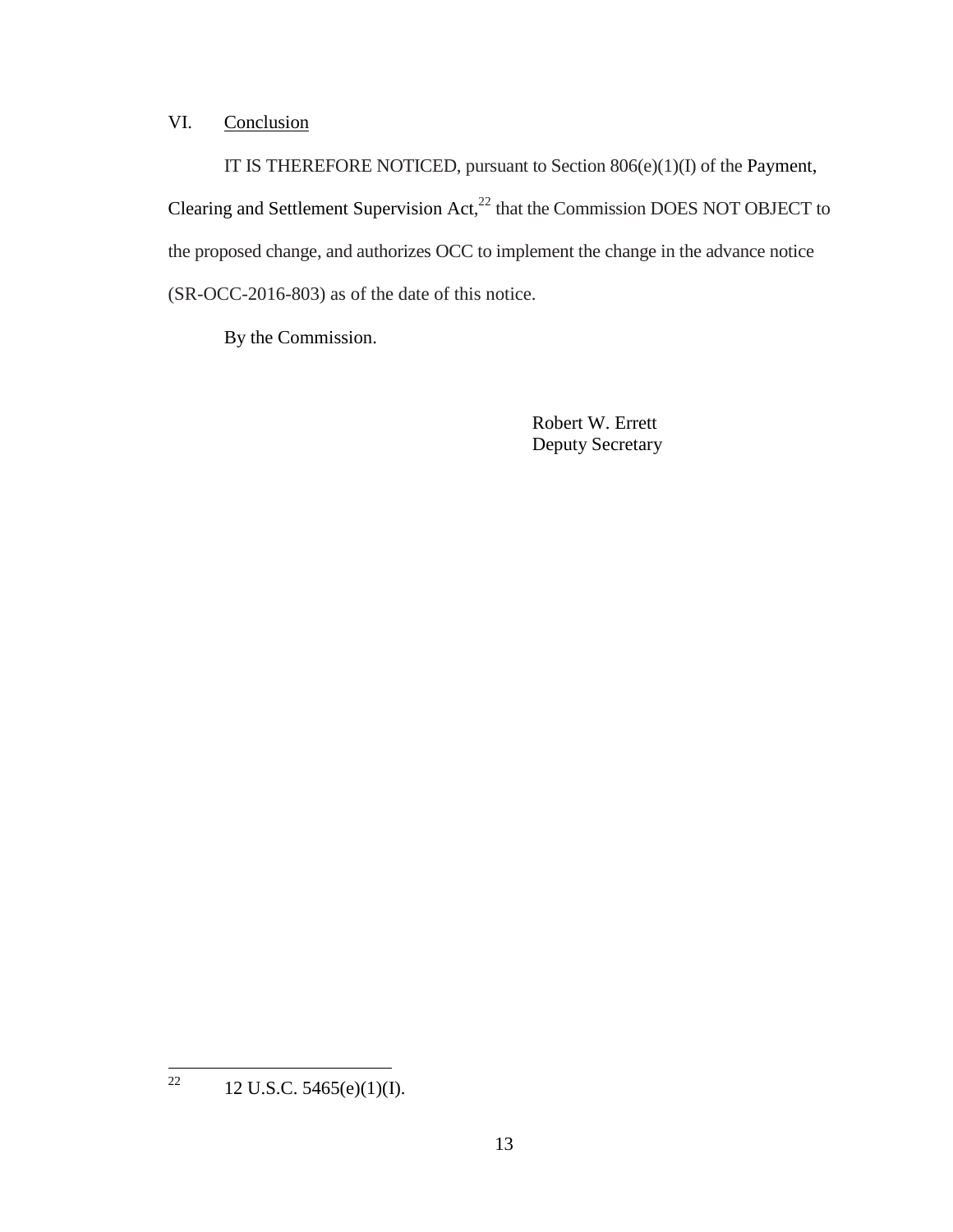## VI. Conclusion

IT IS THEREFORE NOTICED, pursuant to Section 806(e)(1)(I) of the Payment, Clearing and Settlement Supervision Act,[22] that the Commission DOES NOT OBJECT to the proposed change, and authorizes OCC to implement the change in the advance notice (SR-OCC-2016-803) as of the date of this notice.

By the Commission.

Robert W. Errett
Deputy Secretary

---

[22] 12 U.S.C. 5465(e)(1)(I).